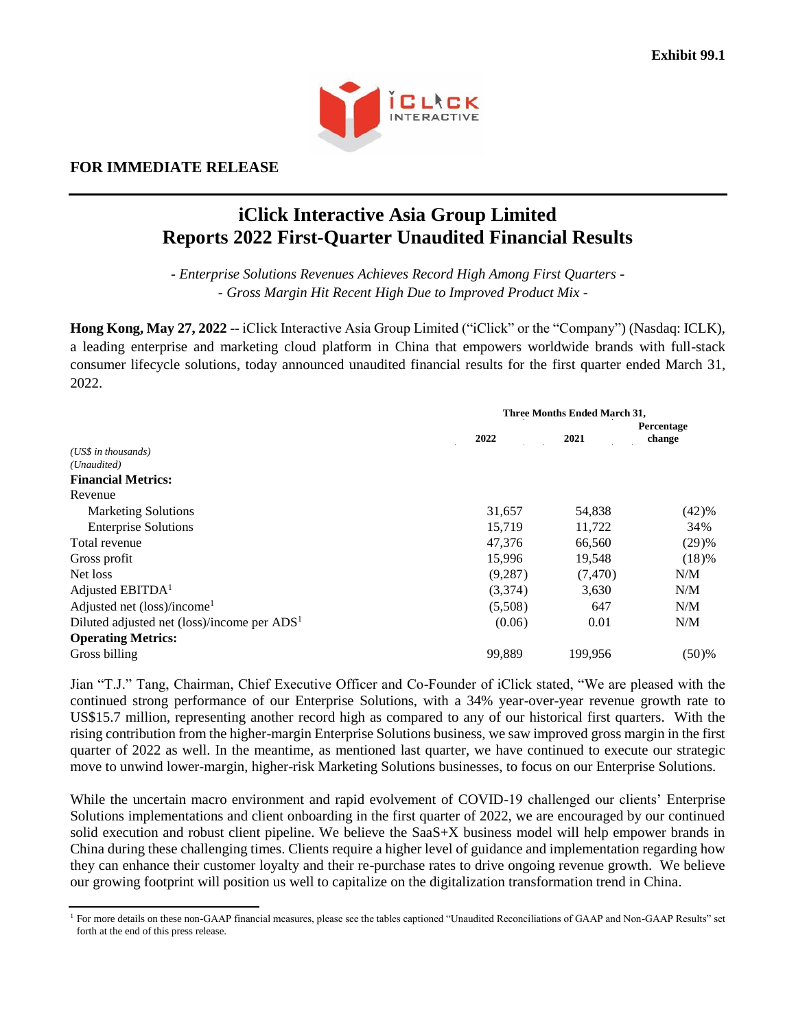**Exhibit 99.1**

**FOR IMMEDIATE RELEASE**

# iClick Interactive Asia Group Limited Reports 2022 First-Quarter Unaudited Financial Results

*- Enterprise Solutions Revenues Achieves Record High Among First Quarters -*
*- Gross Margin Hit Recent High Due to Improved Product Mix -*

**Hong Kong, May 27, 2022** -- iClick Interactive Asia Group Limited ("iClick" or the "Company") (Nasdaq: ICLK), a leading enterprise and marketing cloud platform in China that empowers worldwide brands with full-stack consumer lifecycle solutions, today announced unaudited financial results for the first quarter ended March 31, 2022.

| | Three Months Ended March 31, | | |
|---|---|---|---|
| | 2022 | 2021 | Percentage change |
| *(US$ in thousands)* | | | |
| *(Unaudited)* | | | |
| **Financial Metrics:** | | | |
| Revenue | | | |
| Marketing Solutions | 31,657 | 54,838 | (42)% |
| Enterprise Solutions | 15,719 | 11,722 | 34% |
| Total revenue | 47,376 | 66,560 | (29)% |
| Gross profit | 15,996 | 19,548 | (18)% |
| Net loss | (9,287) | (7,470) | N/M |
| Adjusted EBITDA[1] | (3,374) | 3,630 | N/M |
| Adjusted net (loss)/income[1] | (5,508) | 647 | N/M |
| Diluted adjusted net (loss)/income per ADS[1] | (0.06) | 0.01 | N/M |
| **Operating Metrics:** | | | |
| Gross billing | 99,889 | 199,956 | (50)% |

Jian "T.J." Tang, Chairman, Chief Executive Officer and Co-Founder of iClick stated, "We are pleased with the continued strong performance of our Enterprise Solutions, with a 34% year-over-year revenue growth rate to US$15.7 million, representing another record high as compared to any of our historical first quarters. With the rising contribution from the higher-margin Enterprise Solutions business, we saw improved gross margin in the first quarter of 2022 as well. In the meantime, as mentioned last quarter, we have continued to execute our strategic move to unwind lower-margin, higher-risk Marketing Solutions businesses, to focus on our Enterprise Solutions.

While the uncertain macro environment and rapid evolvement of COVID-19 challenged our clients' Enterprise Solutions implementations and client onboarding in the first quarter of 2022, we are encouraged by our continued solid execution and robust client pipeline. We believe the SaaS+X business model will help empower brands in China during these challenging times. Clients require a higher level of guidance and implementation regarding how they can enhance their customer loyalty and their re-purchase rates to drive ongoing revenue growth. We believe our growing footprint will position us well to capitalize on the digitalization transformation trend in China.

[1] For more details on these non-GAAP financial measures, please see the tables captioned "Unaudited Reconciliations of GAAP and Non-GAAP Results" set forth at the end of this press release.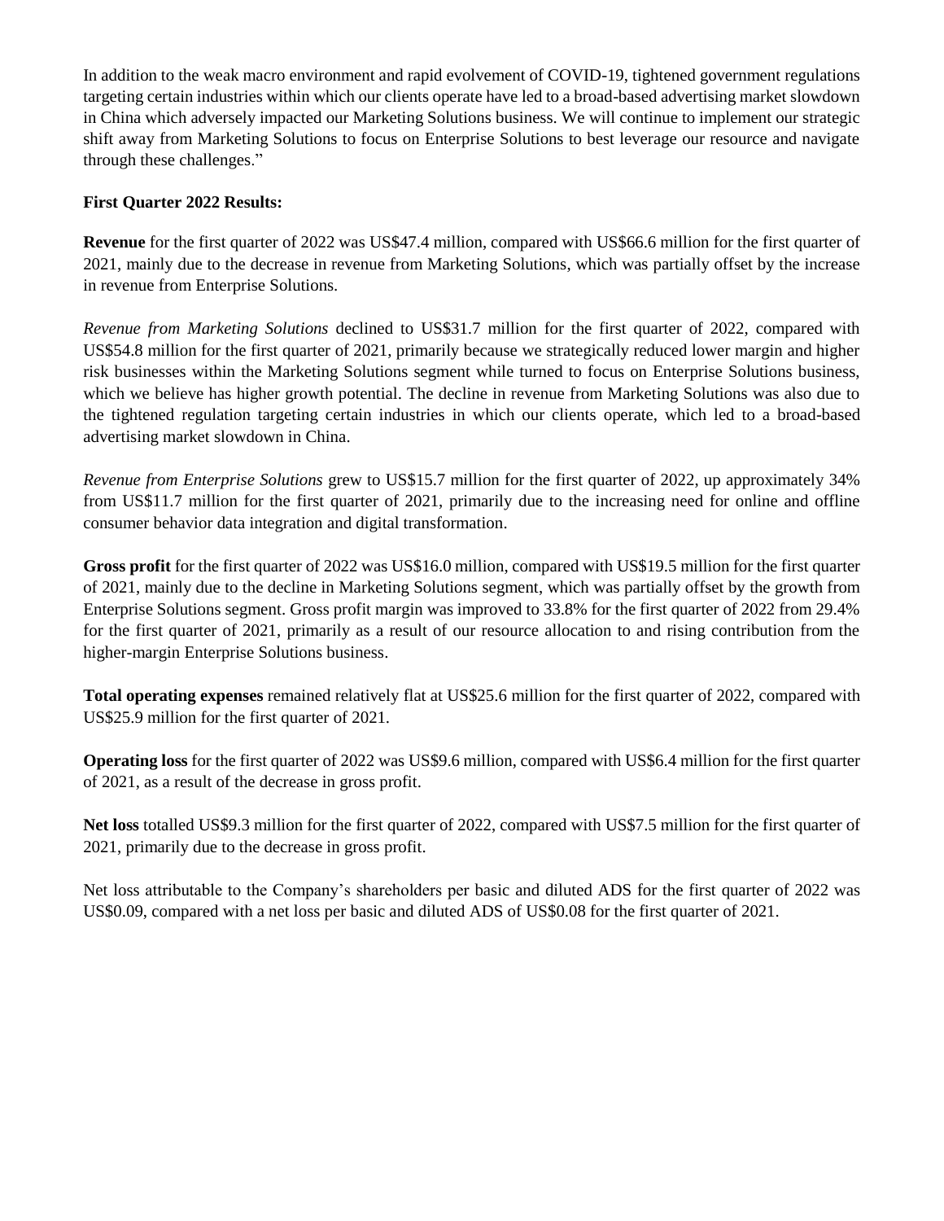In addition to the weak macro environment and rapid evolvement of COVID-19, tightened government regulations targeting certain industries within which our clients operate have led to a broad-based advertising market slowdown in China which adversely impacted our Marketing Solutions business. We will continue to implement our strategic shift away from Marketing Solutions to focus on Enterprise Solutions to best leverage our resource and navigate through these challenges."

**First Quarter 2022 Results:**

**Revenue** for the first quarter of 2022 was US$47.4 million, compared with US$66.6 million for the first quarter of 2021, mainly due to the decrease in revenue from Marketing Solutions, which was partially offset by the increase in revenue from Enterprise Solutions.

*Revenue from Marketing Solutions* declined to US$31.7 million for the first quarter of 2022, compared with US$54.8 million for the first quarter of 2021, primarily because we strategically reduced lower margin and higher risk businesses within the Marketing Solutions segment while turned to focus on Enterprise Solutions business, which we believe has higher growth potential. The decline in revenue from Marketing Solutions was also due to the tightened regulation targeting certain industries in which our clients operate, which led to a broad-based advertising market slowdown in China.

*Revenue from Enterprise Solutions* grew to US$15.7 million for the first quarter of 2022, up approximately 34% from US$11.7 million for the first quarter of 2021, primarily due to the increasing need for online and offline consumer behavior data integration and digital transformation.

**Gross profit** for the first quarter of 2022 was US$16.0 million, compared with US$19.5 million for the first quarter of 2021, mainly due to the decline in Marketing Solutions segment, which was partially offset by the growth from Enterprise Solutions segment. Gross profit margin was improved to 33.8% for the first quarter of 2022 from 29.4% for the first quarter of 2021, primarily as a result of our resource allocation to and rising contribution from the higher-margin Enterprise Solutions business.

**Total operating expenses** remained relatively flat at US$25.6 million for the first quarter of 2022, compared with US$25.9 million for the first quarter of 2021.

**Operating loss** for the first quarter of 2022 was US$9.6 million, compared with US$6.4 million for the first quarter of 2021, as a result of the decrease in gross profit.

**Net loss** totalled US$9.3 million for the first quarter of 2022, compared with US$7.5 million for the first quarter of 2021, primarily due to the decrease in gross profit.

Net loss attributable to the Company's shareholders per basic and diluted ADS for the first quarter of 2022 was US$0.09, compared with a net loss per basic and diluted ADS of US$0.08 for the first quarter of 2021.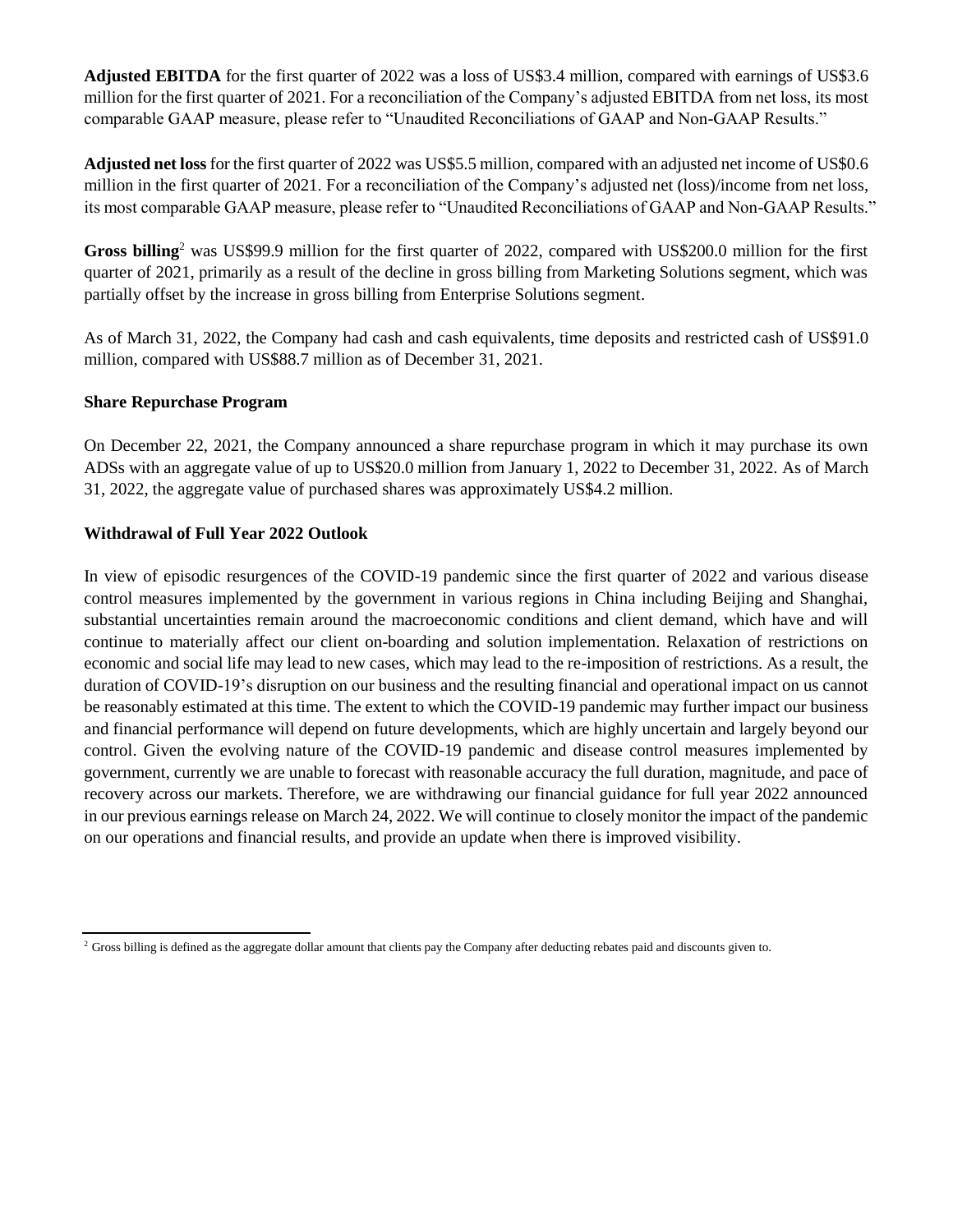**Adjusted EBITDA** for the first quarter of 2022 was a loss of US$3.4 million, compared with earnings of US$3.6 million for the first quarter of 2021. For a reconciliation of the Company's adjusted EBITDA from net loss, its most comparable GAAP measure, please refer to "Unaudited Reconciliations of GAAP and Non-GAAP Results."

**Adjusted net loss** for the first quarter of 2022 was US$5.5 million, compared with an adjusted net income of US$0.6 million in the first quarter of 2021. For a reconciliation of the Company's adjusted net (loss)/income from net loss, its most comparable GAAP measure, please refer to "Unaudited Reconciliations of GAAP and Non-GAAP Results."

**Gross billing**[2] was US$99.9 million for the first quarter of 2022, compared with US$200.0 million for the first quarter of 2021, primarily as a result of the decline in gross billing from Marketing Solutions segment, which was partially offset by the increase in gross billing from Enterprise Solutions segment.

As of March 31, 2022, the Company had cash and cash equivalents, time deposits and restricted cash of US$91.0 million, compared with US$88.7 million as of December 31, 2021.

**Share Repurchase Program**

On December 22, 2021, the Company announced a share repurchase program in which it may purchase its own ADSs with an aggregate value of up to US$20.0 million from January 1, 2022 to December 31, 2022. As of March 31, 2022, the aggregate value of purchased shares was approximately US$4.2 million.

**Withdrawal of Full Year 2022 Outlook**

In view of episodic resurgences of the COVID-19 pandemic since the first quarter of 2022 and various disease control measures implemented by the government in various regions in China including Beijing and Shanghai, substantial uncertainties remain around the macroeconomic conditions and client demand, which have and will continue to materially affect our client on-boarding and solution implementation. Relaxation of restrictions on economic and social life may lead to new cases, which may lead to the re-imposition of restrictions. As a result, the duration of COVID-19's disruption on our business and the resulting financial and operational impact on us cannot be reasonably estimated at this time. The extent to which the COVID-19 pandemic may further impact our business and financial performance will depend on future developments, which are highly uncertain and largely beyond our control. Given the evolving nature of the COVID-19 pandemic and disease control measures implemented by government, currently we are unable to forecast with reasonable accuracy the full duration, magnitude, and pace of recovery across our markets. Therefore, we are withdrawing our financial guidance for full year 2022 announced in our previous earnings release on March 24, 2022. We will continue to closely monitor the impact of the pandemic on our operations and financial results, and provide an update when there is improved visibility.

---

[2] Gross billing is defined as the aggregate dollar amount that clients pay the Company after deducting rebates paid and discounts given to.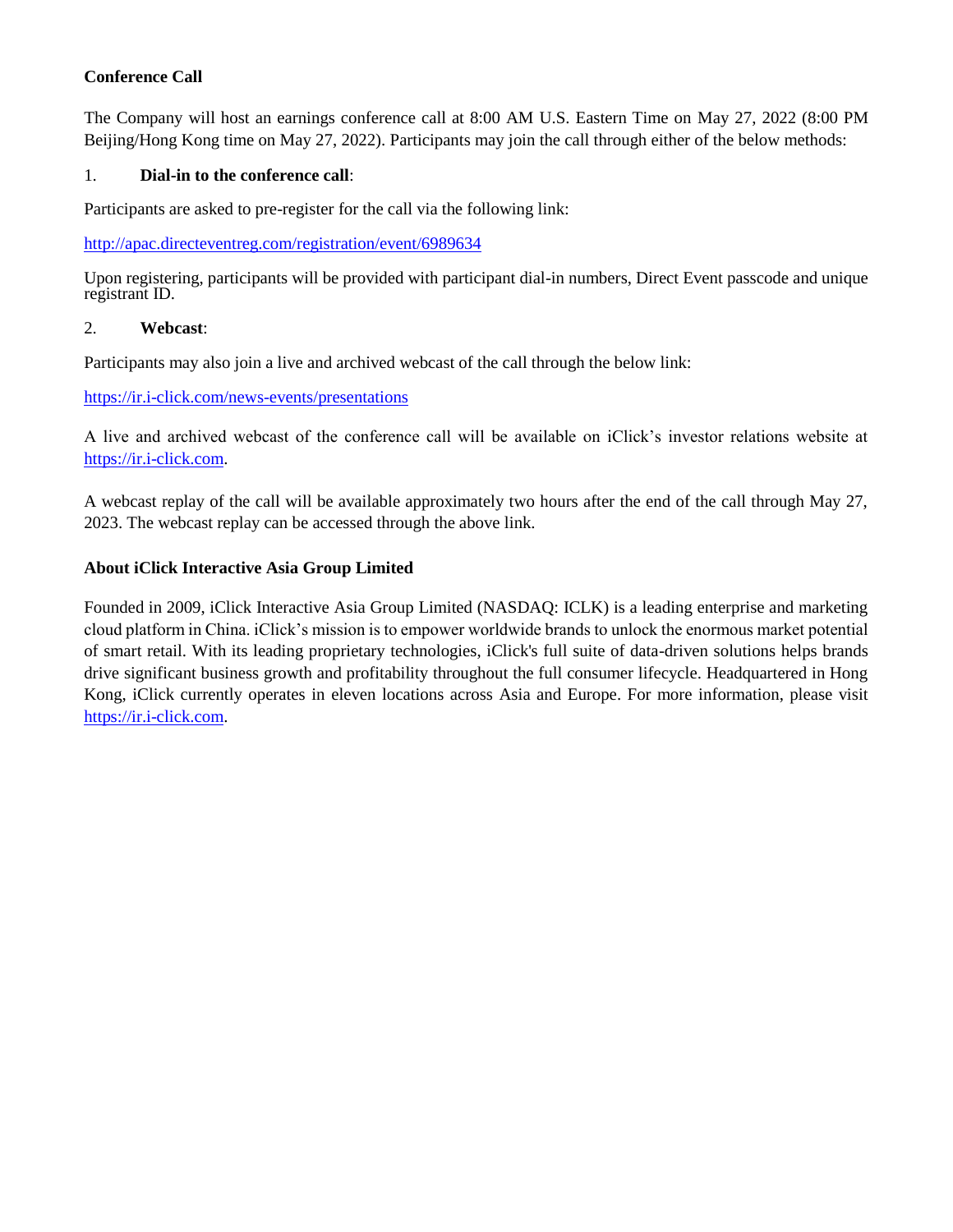**Conference Call**

The Company will host an earnings conference call at 8:00 AM U.S. Eastern Time on May 27, 2022 (8:00 PM Beijing/Hong Kong time on May 27, 2022). Participants may join the call through either of the below methods:

1. **Dial-in to the conference call**:

Participants are asked to pre-register for the call via the following link:

http://apac.directeventreg.com/registration/event/6989634

Upon registering, participants will be provided with participant dial-in numbers, Direct Event passcode and unique registrant ID.

2. **Webcast**:

Participants may also join a live and archived webcast of the call through the below link:

https://ir.i-click.com/news-events/presentations

A live and archived webcast of the conference call will be available on iClick's investor relations website at https://ir.i-click.com.

A webcast replay of the call will be available approximately two hours after the end of the call through May 27, 2023. The webcast replay can be accessed through the above link.

**About iClick Interactive Asia Group Limited**

Founded in 2009, iClick Interactive Asia Group Limited (NASDAQ: ICLK) is a leading enterprise and marketing cloud platform in China. iClick's mission is to empower worldwide brands to unlock the enormous market potential of smart retail. With its leading proprietary technologies, iClick's full suite of data-driven solutions helps brands drive significant business growth and profitability throughout the full consumer lifecycle. Headquartered in Hong Kong, iClick currently operates in eleven locations across Asia and Europe. For more information, please visit https://ir.i-click.com.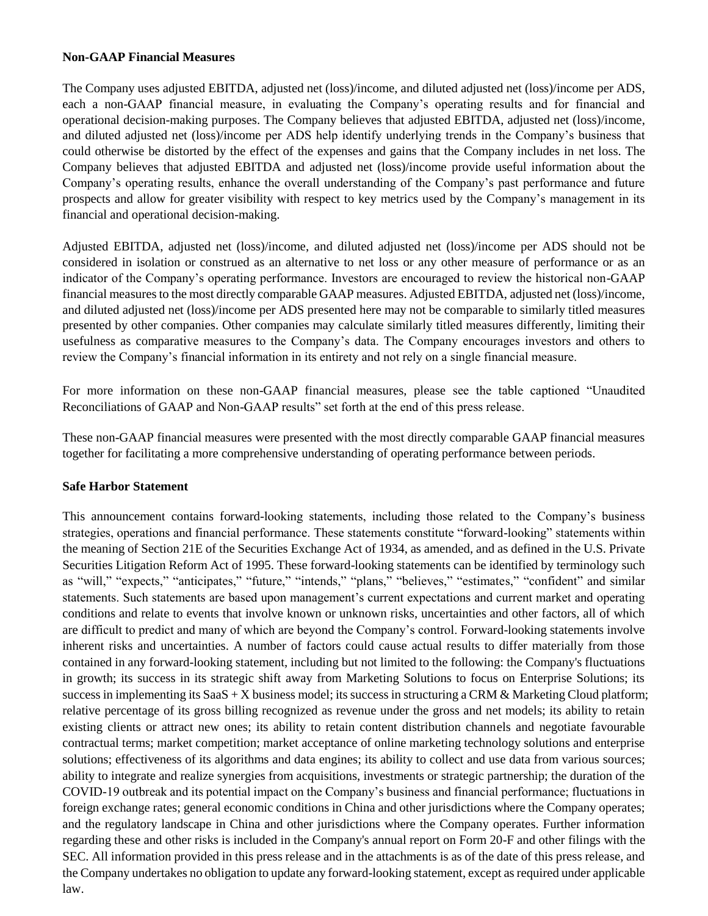**Non-GAAP Financial Measures**

The Company uses adjusted EBITDA, adjusted net (loss)/income, and diluted adjusted net (loss)/income per ADS, each a non-GAAP financial measure, in evaluating the Company's operating results and for financial and operational decision-making purposes. The Company believes that adjusted EBITDA, adjusted net (loss)/income, and diluted adjusted net (loss)/income per ADS help identify underlying trends in the Company's business that could otherwise be distorted by the effect of the expenses and gains that the Company includes in net loss. The Company believes that adjusted EBITDA and adjusted net (loss)/income provide useful information about the Company's operating results, enhance the overall understanding of the Company's past performance and future prospects and allow for greater visibility with respect to key metrics used by the Company's management in its financial and operational decision-making.

Adjusted EBITDA, adjusted net (loss)/income, and diluted adjusted net (loss)/income per ADS should not be considered in isolation or construed as an alternative to net loss or any other measure of performance or as an indicator of the Company's operating performance. Investors are encouraged to review the historical non-GAAP financial measures to the most directly comparable GAAP measures. Adjusted EBITDA, adjusted net (loss)/income, and diluted adjusted net (loss)/income per ADS presented here may not be comparable to similarly titled measures presented by other companies. Other companies may calculate similarly titled measures differently, limiting their usefulness as comparative measures to the Company's data. The Company encourages investors and others to review the Company's financial information in its entirety and not rely on a single financial measure.

For more information on these non-GAAP financial measures, please see the table captioned "Unaudited Reconciliations of GAAP and Non-GAAP results" set forth at the end of this press release.

These non-GAAP financial measures were presented with the most directly comparable GAAP financial measures together for facilitating a more comprehensive understanding of operating performance between periods.

**Safe Harbor Statement**

This announcement contains forward-looking statements, including those related to the Company's business strategies, operations and financial performance. These statements constitute "forward-looking" statements within the meaning of Section 21E of the Securities Exchange Act of 1934, as amended, and as defined in the U.S. Private Securities Litigation Reform Act of 1995. These forward-looking statements can be identified by terminology such as "will," "expects," "anticipates," "future," "intends," "plans," "believes," "estimates," "confident" and similar statements. Such statements are based upon management's current expectations and current market and operating conditions and relate to events that involve known or unknown risks, uncertainties and other factors, all of which are difficult to predict and many of which are beyond the Company's control. Forward-looking statements involve inherent risks and uncertainties. A number of factors could cause actual results to differ materially from those contained in any forward-looking statement, including but not limited to the following: the Company's fluctuations in growth; its success in its strategic shift away from Marketing Solutions to focus on Enterprise Solutions; its success in implementing its SaaS + X business model; its success in structuring a CRM & Marketing Cloud platform; relative percentage of its gross billing recognized as revenue under the gross and net models; its ability to retain existing clients or attract new ones; its ability to retain content distribution channels and negotiate favourable contractual terms; market competition; market acceptance of online marketing technology solutions and enterprise solutions; effectiveness of its algorithms and data engines; its ability to collect and use data from various sources; ability to integrate and realize synergies from acquisitions, investments or strategic partnership; the duration of the COVID-19 outbreak and its potential impact on the Company's business and financial performance; fluctuations in foreign exchange rates; general economic conditions in China and other jurisdictions where the Company operates; and the regulatory landscape in China and other jurisdictions where the Company operates. Further information regarding these and other risks is included in the Company's annual report on Form 20-F and other filings with the SEC. All information provided in this press release and in the attachments is as of the date of this press release, and the Company undertakes no obligation to update any forward-looking statement, except as required under applicable law.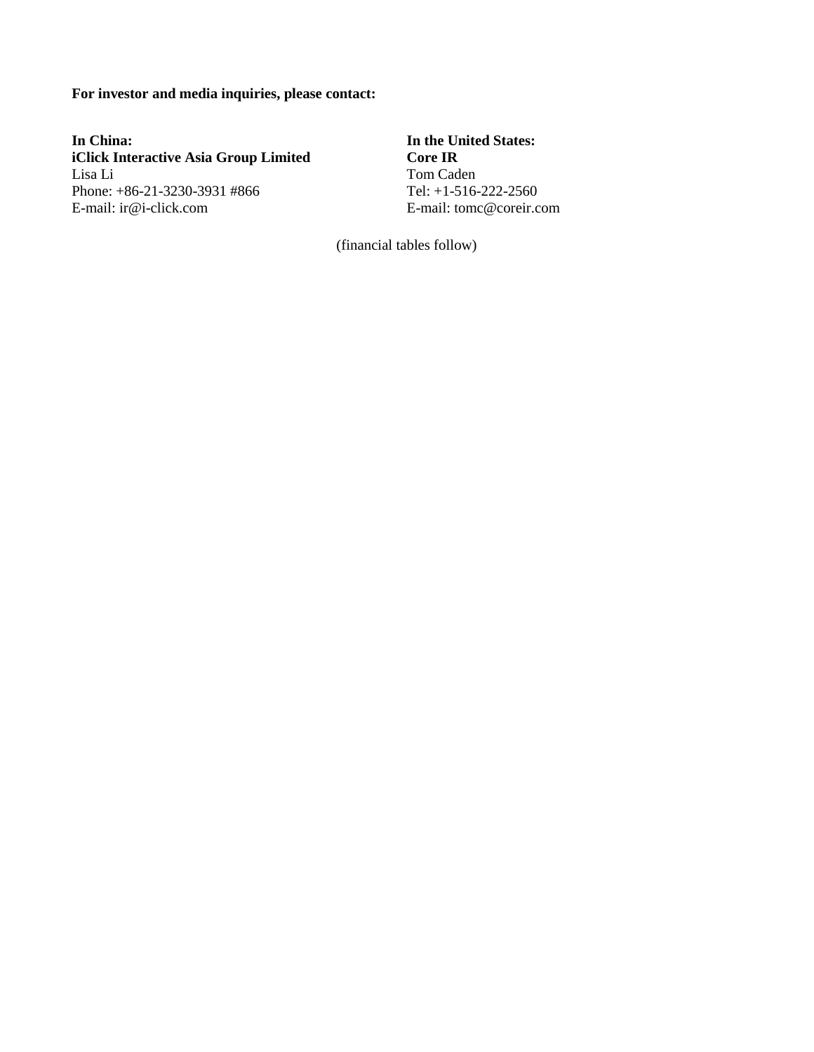**For investor and media inquiries, please contact:**

**In China:**
**iClick Interactive Asia Group Limited**
Lisa Li
Phone: +86-21-3230-3931 #866
E-mail: ir@i-click.com

**In the United States:**
**Core IR**
Tom Caden
Tel: +1-516-222-2560
E-mail: tomc@coreir.com

(financial tables follow)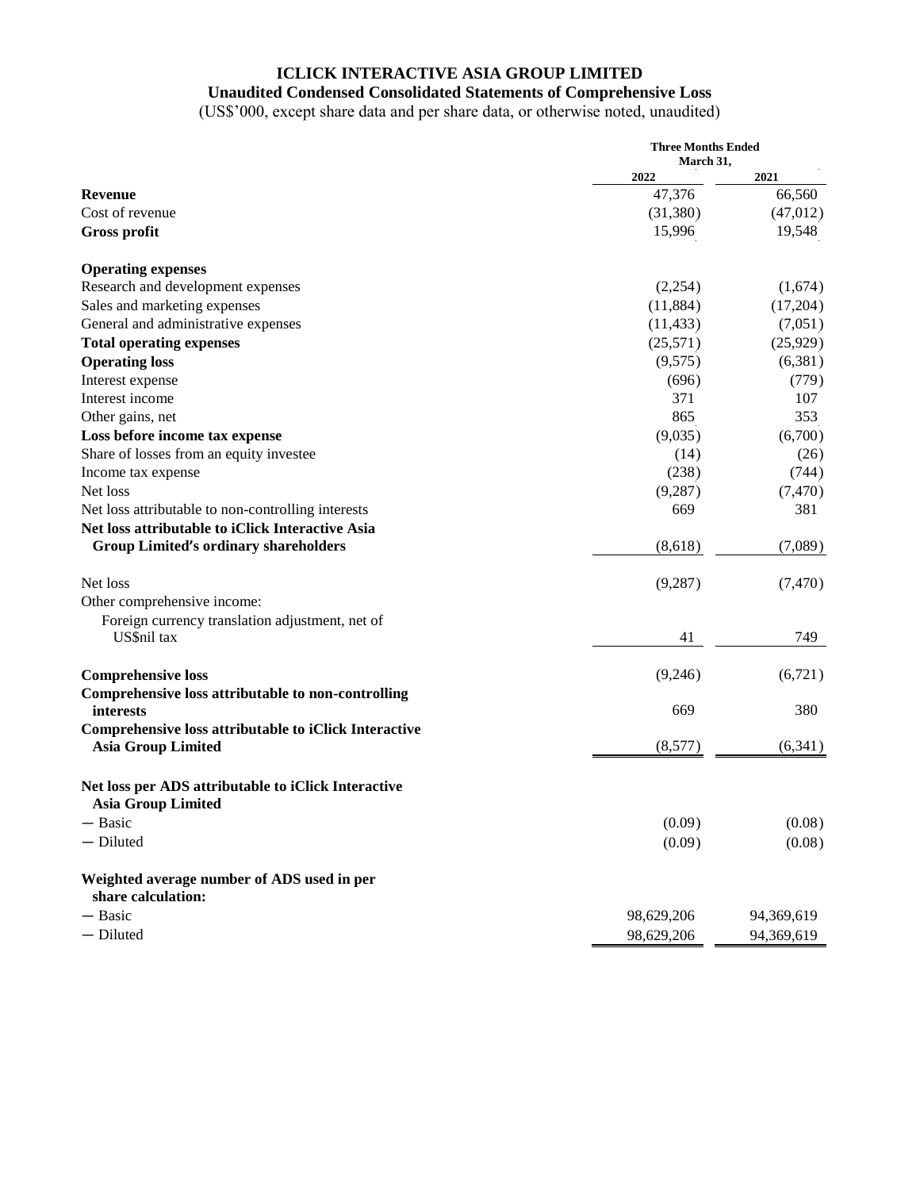# ICLICK INTERACTIVE ASIA GROUP LIMITED

## Unaudited Condensed Consolidated Statements of Comprehensive Loss

(US$'000, except share data and per share data, or otherwise noted, unaudited)

| | Three Months Ended March 31, | |
|---|---|---|
| | 2022 | 2021 |
| **Revenue** | 47,376 | 66,560 |
| Cost of revenue | (31,380) | (47,012) |
| **Gross profit** | 15,996 | 19,548 |
| | | |
| **Operating expenses** | | |
| Research and development expenses | (2,254) | (1,674) |
| Sales and marketing expenses | (11,884) | (17,204) |
| General and administrative expenses | (11,433) | (7,051) |
| **Total operating expenses** | (25,571) | (25,929) |
| **Operating loss** | (9,575) | (6,381) |
| Interest expense | (696) | (779) |
| Interest income | 371 | 107 |
| Other gains, net | 865 | 353 |
| **Loss before income tax expense** | (9,035) | (6,700) |
| Share of losses from an equity investee | (14) | (26) |
| Income tax expense | (238) | (744) |
| Net loss | (9,287) | (7,470) |
| Net loss attributable to non-controlling interests | 669 | 381 |
| **Net loss attributable to iClick Interactive Asia Group Limited's ordinary shareholders** | (8,618) | (7,089) |
| | | |
| Net loss | (9,287) | (7,470) |
| Other comprehensive income: | | |
| Foreign currency translation adjustment, net of US$nil tax | 41 | 749 |
| | | |
| **Comprehensive loss** | (9,246) | (6,721) |
| **Comprehensive loss attributable to non-controlling interests** | 669 | 380 |
| **Comprehensive loss attributable to iClick Interactive Asia Group Limited** | (8,577) | (6,341) |
| | | |
| **Net loss per ADS attributable to iClick Interactive Asia Group Limited** | | |
| — Basic | (0.09) | (0.08) |
| — Diluted | (0.09) | (0.08) |
| | | |
| **Weighted average number of ADS used in per share calculation:** | | |
| — Basic | 98,629,206 | 94,369,619 |
| — Diluted | 98,629,206 | 94,369,619 |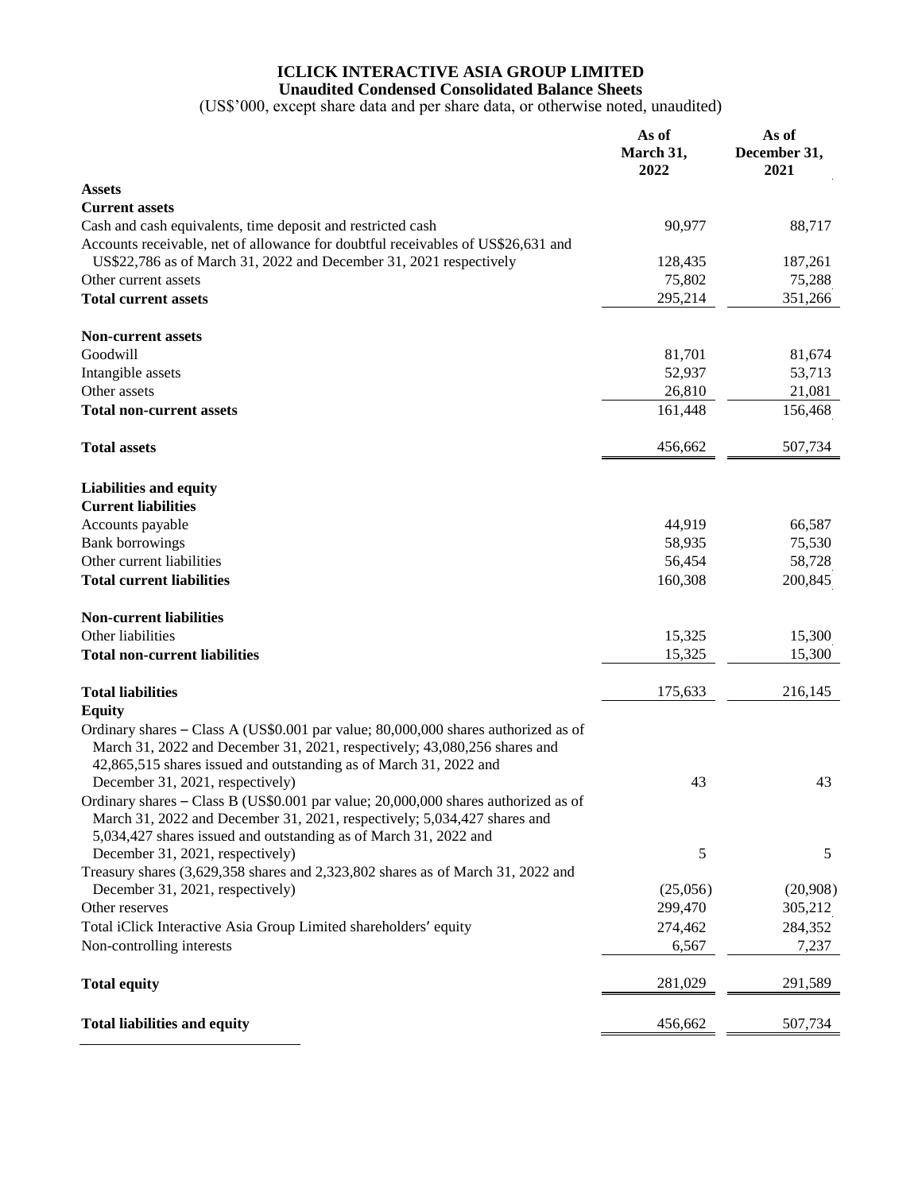# ICLICK INTERACTIVE ASIA GROUP LIMITED

## Unaudited Condensed Consolidated Balance Sheets

(US$'000, except share data and per share data, or otherwise noted, unaudited)

| | As of March 31, 2022 | As of December 31, 2021 |
|---|---|---|
| **Assets** | | |
| **Current assets** | | |
| Cash and cash equivalents, time deposit and restricted cash | 90,977 | 88,717 |
| Accounts receivable, net of allowance for doubtful receivables of US$26,631 and US$22,786 as of March 31, 2022 and December 31, 2021 respectively | 128,435 | 187,261 |
| Other current assets | 75,802 | 75,288 |
| **Total current assets** | 295,214 | 351,266 |
| **Non-current assets** | | |
| Goodwill | 81,701 | 81,674 |
| Intangible assets | 52,937 | 53,713 |
| Other assets | 26,810 | 21,081 |
| **Total non-current assets** | 161,448 | 156,468 |
| **Total assets** | 456,662 | 507,734 |
| **Liabilities and equity** | | |
| **Current liabilities** | | |
| Accounts payable | 44,919 | 66,587 |
| Bank borrowings | 58,935 | 75,530 |
| Other current liabilities | 56,454 | 58,728 |
| **Total current liabilities** | 160,308 | 200,845 |
| **Non-current liabilities** | | |
| Other liabilities | 15,325 | 15,300 |
| **Total non-current liabilities** | 15,325 | 15,300 |
| **Total liabilities** | 175,633 | 216,145 |
| **Equity** | | |
| Ordinary shares – Class A (US$0.001 par value; 80,000,000 shares authorized as of March 31, 2022 and December 31, 2021, respectively; 43,080,256 shares and 42,865,515 shares issued and outstanding as of March 31, 2022 and December 31, 2021, respectively) | 43 | 43 |
| Ordinary shares – Class B (US$0.001 par value; 20,000,000 shares authorized as of March 31, 2022 and December 31, 2021, respectively; 5,034,427 shares and 5,034,427 shares issued and outstanding as of March 31, 2022 and December 31, 2021, respectively) | 5 | 5 |
| Treasury shares (3,629,358 shares and 2,323,802 shares as of March 31, 2022 and December 31, 2021, respectively) | (25,056) | (20,908) |
| Other reserves | 299,470 | 305,212 |
| Total iClick Interactive Asia Group Limited shareholders' equity | 274,462 | 284,352 |
| Non-controlling interests | 6,567 | 7,237 |
| **Total equity** | 281,029 | 291,589 |
| **Total liabilities and equity** | 456,662 | 507,734 |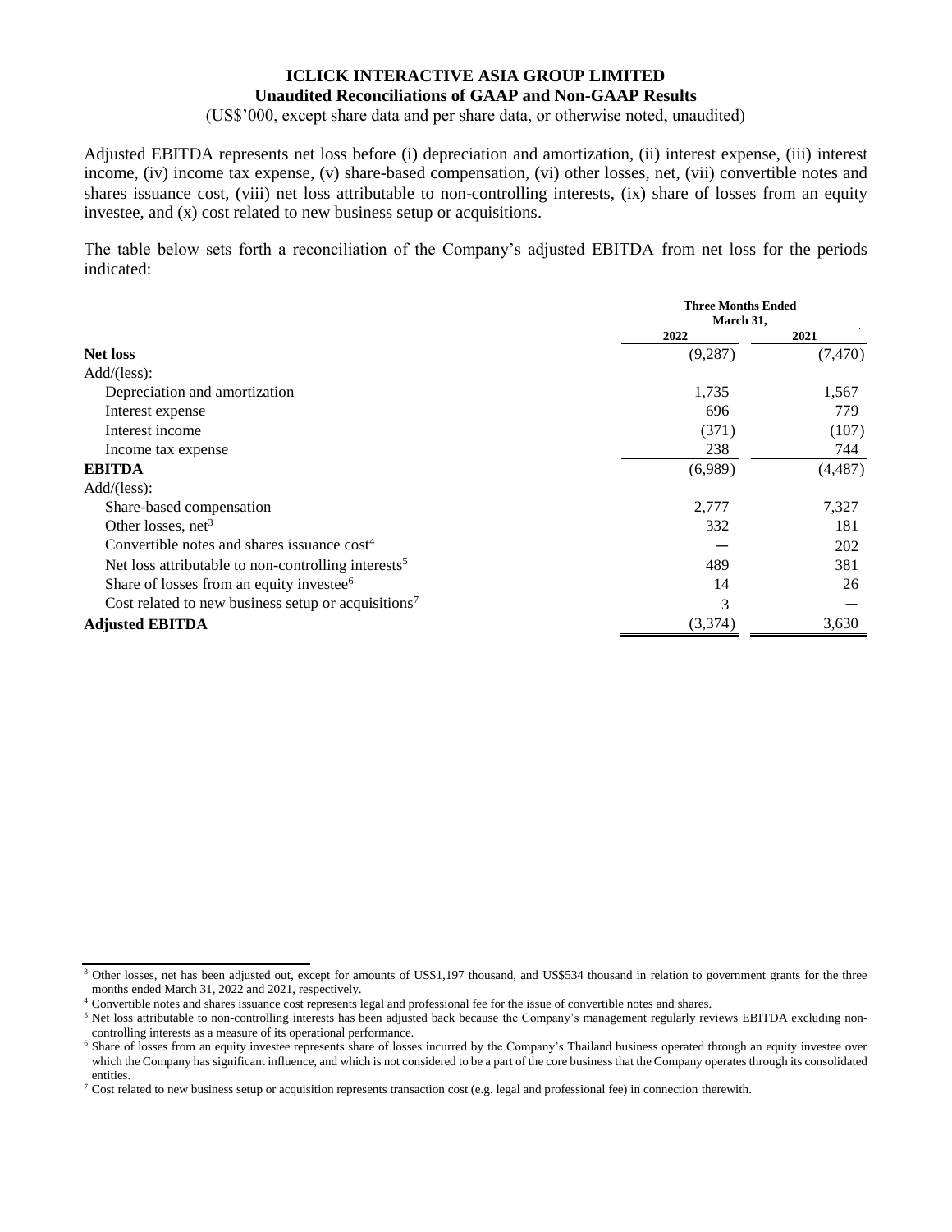**ICLICK INTERACTIVE ASIA GROUP LIMITED**
**Unaudited Reconciliations of GAAP and Non-GAAP Results**
(US$'000, except share data and per share data, or otherwise noted, unaudited)

Adjusted EBITDA represents net loss before (i) depreciation and amortization, (ii) interest expense, (iii) interest income, (iv) income tax expense, (v) share-based compensation, (vi) other losses, net, (vii) convertible notes and shares issuance cost, (viii) net loss attributable to non-controlling interests, (ix) share of losses from an equity investee, and (x) cost related to new business setup or acquisitions.

The table below sets forth a reconciliation of the Company's adjusted EBITDA from net loss for the periods indicated:

| | Three Months Ended March 31, | |
|---|---|---|
| | 2022 | 2021 |
| **Net loss** | (9,287) | (7,470) |
| Add/(less): | | |
| Depreciation and amortization | 1,735 | 1,567 |
| Interest expense | 696 | 779 |
| Interest income | (371) | (107) |
| Income tax expense | 238 | 744 |
| **EBITDA** | (6,989) | (4,487) |
| Add/(less): | | |
| Share-based compensation | 2,777 | 7,327 |
| Other losses, net[3] | 332 | 181 |
| Convertible notes and shares issuance cost[4] | — | 202 |
| Net loss attributable to non-controlling interests[5] | 489 | 381 |
| Share of losses from an equity investee[6] | 14 | 26 |
| Cost related to new business setup or acquisitions[7] | 3 | — |
| **Adjusted EBITDA** | (3,374) | 3,630 |

[3] Other losses, net has been adjusted out, except for amounts of US$1,197 thousand, and US$534 thousand in relation to government grants for the three months ended March 31, 2022 and 2021, respectively.

[4] Convertible notes and shares issuance cost represents legal and professional fee for the issue of convertible notes and shares.

[5] Net loss attributable to non-controlling interests has been adjusted back because the Company's management regularly reviews EBITDA excluding non-controlling interests as a measure of its operational performance.

[6] Share of losses from an equity investee represents share of losses incurred by the Company's Thailand business operated through an equity investee over which the Company has significant influence, and which is not considered to be a part of the core business that the Company operates through its consolidated entities.

[7] Cost related to new business setup or acquisition represents transaction cost (e.g. legal and professional fee) in connection therewith.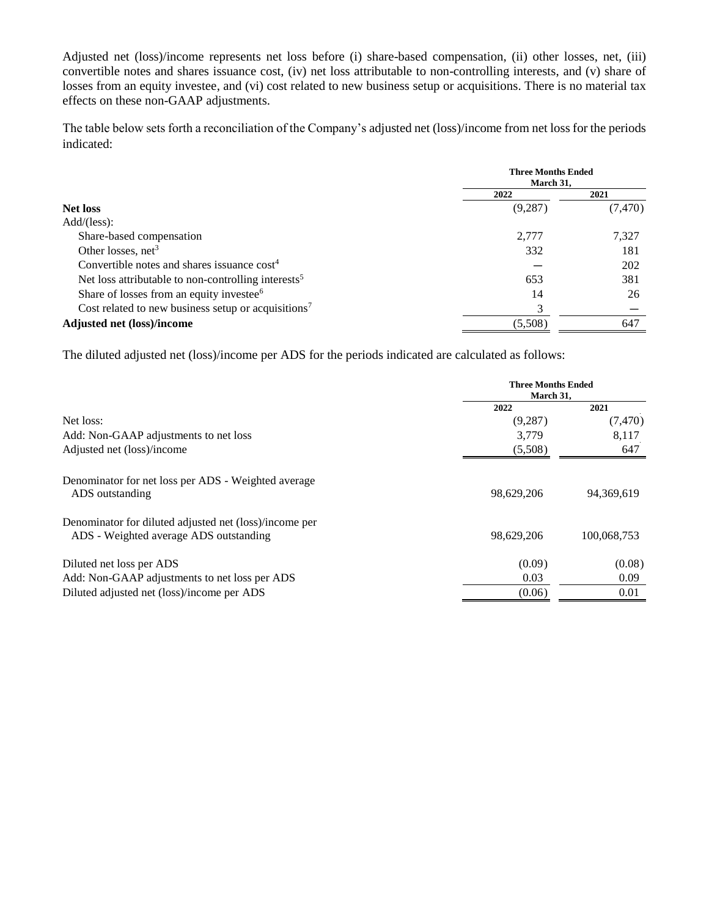Adjusted net (loss)/income represents net loss before (i) share-based compensation, (ii) other losses, net, (iii) convertible notes and shares issuance cost, (iv) net loss attributable to non-controlling interests, and (v) share of losses from an equity investee, and (vi) cost related to new business setup or acquisitions. There is no material tax effects on these non-GAAP adjustments.

The table below sets forth a reconciliation of the Company's adjusted net (loss)/income from net loss for the periods indicated:

| | Three Months Ended March 31, | |
|---|---|---|
| | 2022 | 2021 |
| **Net loss** | (9,287) | (7,470) |
| Add/(less): | | |
| Share-based compensation | 2,777 | 7,327 |
| Other losses, net[3] | 332 | 181 |
| Convertible notes and shares issuance cost[4] | — | 202 |
| Net loss attributable to non-controlling interests[5] | 653 | 381 |
| Share of losses from an equity investee[6] | 14 | 26 |
| Cost related to new business setup or acquisitions[7] | 3 | — |
| **Adjusted net (loss)/income** | (5,508) | 647 |

The diluted adjusted net (loss)/income per ADS for the periods indicated are calculated as follows:

| | Three Months Ended March 31, | |
|---|---|---|
| | 2022 | 2021 |
| Net loss: | (9,287) | (7,470) |
| Add: Non-GAAP adjustments to net loss | 3,779 | 8,117 |
| Adjusted net (loss)/income | (5,508) | 647 |
| Denominator for net loss per ADS - Weighted average ADS outstanding | 98,629,206 | 94,369,619 |
| Denominator for diluted adjusted net (loss)/income per ADS - Weighted average ADS outstanding | 98,629,206 | 100,068,753 |
| Diluted net loss per ADS | (0.09) | (0.08) |
| Add: Non-GAAP adjustments to net loss per ADS | 0.03 | 0.09 |
| Diluted adjusted net (loss)/income per ADS | (0.06) | 0.01 |